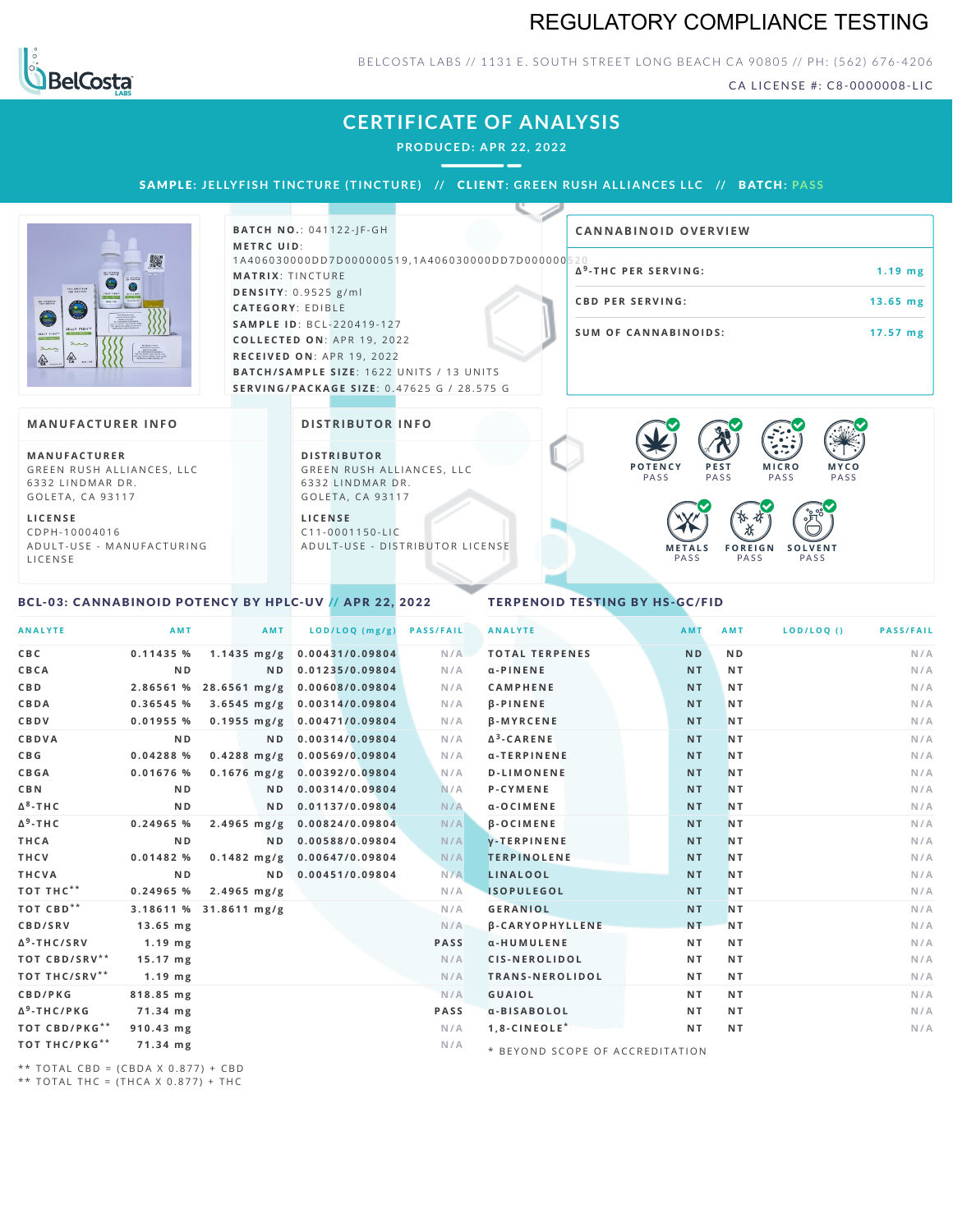# REGULATORY COMPLIANCE TESTING

BELCOSTA LABS // 1131 E. SOUTH STREET LONG BEACH CA 90805 // PH: (562) 676-4206

CA LICENSE #: C8-0000008-LIC

## CERTIFICATE OF ANALYSIS

**PRODUCED: APR 22, 2022**

**SAMPLE:** JELLYFISH TINCTURE (TINCTURE) // **CLIENT:** GREEN RUSH ALLIANCES LLC // **BATCH:** PASS

**BATCH NO.:** 041122-JF-GH
**METRC UID:** 1A406030000DD7D000000519,1A406030000DD7D000000520
**MATRIX:** TINCTURE
**DENSITY:** 0.9525 g/ml
**CATEGORY:** EDIBLE
**SAMPLE ID:** BCL-220419-127
**COLLECTED ON:** APR 19, 2022
**RECEIVED ON:** APR 19, 2022
**BATCH/SAMPLE SIZE:** 1622 UNITS / 13 UNITS
**SERVING/PACKAGE SIZE:** 0.47625 G / 28.575 G

### CANNABINOID OVERVIEW

| | |
|---|---|
| Δ⁹-THC PER SERVING: | 1.19 mg |
| CBD PER SERVING: | 13.65 mg |
| SUM OF CANNABINOIDS: | 17.57 mg |

### MANUFACTURER INFO

**MANUFACTURER**
GREEN RUSH ALLIANCES, LLC
6332 LINDMAR DR.
GOLETA, CA 93117

**LICENSE**
CDPH-10004016
ADULT-USE - MANUFACTURING LICENSE

### DISTRIBUTOR INFO

**DISTRIBUTOR**
GREEN RUSH ALLIANCES, LLC
6332 LINDMAR DR.
GOLETA, CA 93117

**LICENSE**
C11-0001150-LIC
ADULT-USE - DISTRIBUTOR LICENSE

POTENCY PASS | PEST PASS | MICRO PASS | MYCO PASS | METALS PASS | FOREIGN PASS | SOLVENT PASS

### BCL-03: CANNABINOID POTENCY BY HPLC-UV // APR 22, 2022

| ANALYTE | AMT | AMT | LOD/LOQ (mg/g) | PASS/FAIL |
|---|---|---|---|---|
| CBC | 0.11435 % | 1.1435 mg/g | 0.00431/0.09804 | N/A |
| CBCA | ND | ND | 0.01235/0.09804 | N/A |
| CBD | 2.86561 % | 28.6561 mg/g | 0.00608/0.09804 | N/A |
| CBDA | 0.36545 % | 3.6545 mg/g | 0.00314/0.09804 | N/A |
| CBDV | 0.01955 % | 0.1955 mg/g | 0.00471/0.09804 | N/A |
| CBDVA | ND | ND | 0.00314/0.09804 | N/A |
| CBG | 0.04288 % | 0.4288 mg/g | 0.00569/0.09804 | N/A |
| CBGA | 0.01676 % | 0.1676 mg/g | 0.00392/0.09804 | N/A |
| CBN | ND | ND | 0.00314/0.09804 | N/A |
| Δ⁸-THC | ND | ND | 0.01137/0.09804 | N/A |
| Δ⁹-THC | 0.24965 % | 2.4965 mg/g | 0.00824/0.09804 | N/A |
| THCA | ND | ND | 0.00588/0.09804 | N/A |
| THCV | 0.01482 % | 0.1482 mg/g | 0.00647/0.09804 | N/A |
| THCVA | ND | ND | 0.00451/0.09804 | N/A |
| TOT THC** | 0.24965 % | 2.4965 mg/g | | N/A |
| TOT CBD** | 3.18611 % | 31.8611 mg/g | | N/A |
| CBD/SRV | 13.65 mg | | | N/A |
| Δ⁹-THC/SRV | 1.19 mg | | | PASS |
| TOT CBD/SRV** | 15.17 mg | | | N/A |
| TOT THC/SRV** | 1.19 mg | | | N/A |
| CBD/PKG | 818.85 mg | | | N/A |
| Δ⁹-THC/PKG | 71.34 mg | | | PASS |
| TOT CBD/PKG** | 910.43 mg | | | N/A |
| TOT THC/PKG** | 71.34 mg | | | N/A |

** TOTAL CBD = (CBDA X 0.877) + CBD
** TOTAL THC = (THCA X 0.877) + THC

### TERPENOID TESTING BY HS-GC/FID

| ANALYTE | AMT | AMT | LOD/LOQ () | PASS/FAIL |
|---|---|---|---|---|
| TOTAL TERPENES | ND | ND | | N/A |
| α-PINENE | NT | NT | | N/A |
| CAMPHENE | NT | NT | | N/A |
| β-PINENE | NT | NT | | N/A |
| β-MYRCENE | NT | NT | | N/A |
| Δ³-CARENE | NT | NT | | N/A |
| α-TERPINENE | NT | NT | | N/A |
| D-LIMONENE | NT | NT | | N/A |
| P-CYMENE | NT | NT | | N/A |
| α-OCIMENE | NT | NT | | N/A |
| β-OCIMENE | NT | NT | | N/A |
| γ-TERPINENE | NT | NT | | N/A |
| TERPINOLENE | NT | NT | | N/A |
| LINALOOL | NT | NT | | N/A |
| ISOPULEGOL | NT | NT | | N/A |
| GERANIOL | NT | NT | | N/A |
| β-CARYOPHYLLENE | NT | NT | | N/A |
| α-HUMULENE | NT | NT | | N/A |
| CIS-NEROLIDOL | NT | NT | | N/A |
| TRANS-NEROLIDOL | NT | NT | | N/A |
| GUAIOL | NT | NT | | N/A |
| α-BISABOLOL | NT | NT | | N/A |
| 1,8-CINEOLE* | NT | NT | | N/A |

* BEYOND SCOPE OF ACCREDITATION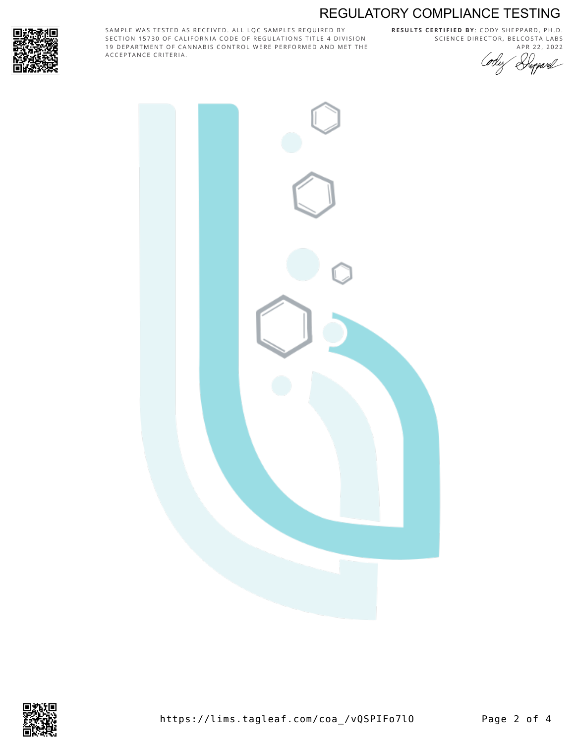# REGULATORY COMPLIANCE TESTING

SAMPLE WAS TESTED AS RECEIVED. ALL LQC SAMPLES REQUIRED BY SECTION 15730 OF CALIFORNIA CODE OF REGULATIONS TITLE 4 DIVISION 19 DEPARTMENT OF CANNABIS CONTROL WERE PERFORMED AND MET THE ACCEPTANCE CRITERIA.

**RESULTS CERTIFIED BY**: CODY SHEPPARD, PH.D.
SCIENCE DIRECTOR, BELCOSTA LABS
APR 22, 2022

https://lims.tagleaf.com/coa_/vQSPIFo7lO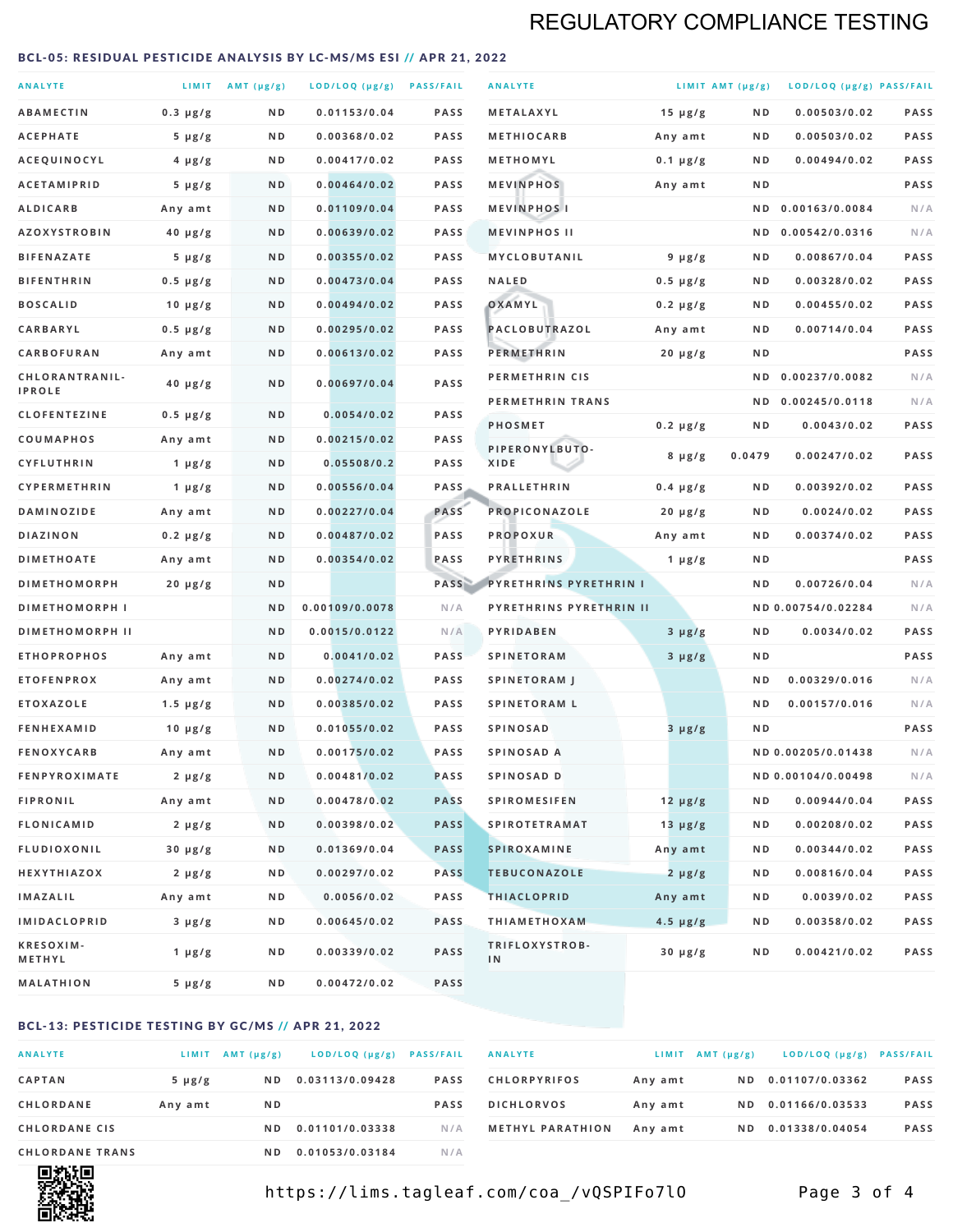## REGULATORY COMPLIANCE TESTING

### BCL-05: RESIDUAL PESTICIDE ANALYSIS BY LC-MS/MS ESI // APR 21, 2022

| ANALYTE | LIMIT | AMT (μg/g) | LOD/LOQ (μg/g) | PASS/FAIL |
|---|---|---|---|---|
| ABAMECTIN | 0.3 μg/g | ND | 0.01153/0.04 | PASS |
| ACEPHATE | 5 μg/g | ND | 0.00368/0.02 | PASS |
| ACEQUINOCYL | 4 μg/g | ND | 0.00417/0.02 | PASS |
| ACETAMIPRID | 5 μg/g | ND | 0.00464/0.02 | PASS |
| ALDICARB | Any amt | ND | 0.01109/0.04 | PASS |
| AZOXYSTROBIN | 40 μg/g | ND | 0.00639/0.02 | PASS |
| BIFENAZATE | 5 μg/g | ND | 0.00355/0.02 | PASS |
| BIFENTHRIN | 0.5 μg/g | ND | 0.00473/0.04 | PASS |
| BOSCALID | 10 μg/g | ND | 0.00494/0.02 | PASS |
| CARBARYL | 0.5 μg/g | ND | 0.00295/0.02 | PASS |
| CARBOFURAN | Any amt | ND | 0.00613/0.02 | PASS |
| CHLORANTRANILIPROLE | 40 μg/g | ND | 0.00697/0.04 | PASS |
| CLOFENTEZINE | 0.5 μg/g | ND | 0.0054/0.02 | PASS |
| COUMAPHOS | Any amt | ND | 0.00215/0.02 | PASS |
| CYFLUTHRIN | 1 μg/g | ND | 0.05508/0.2 | PASS |
| CYPERMETHRIN | 1 μg/g | ND | 0.00556/0.04 | PASS |
| DAMINOZIDE | Any amt | ND | 0.00227/0.04 | PASS |
| DIAZINON | 0.2 μg/g | ND | 0.00487/0.02 | PASS |
| DIMETHOATE | Any amt | ND | 0.00354/0.02 | PASS |
| DIMETHOMORPH | 20 μg/g | ND | | PASS |
| DIMETHOMORPH I | | ND | 0.00109/0.0078 | N/A |
| DIMETHOMORPH II | | ND | 0.0015/0.0122 | N/A |
| ETHOPROPHOS | Any amt | ND | 0.0041/0.02 | PASS |
| ETOFENPROX | Any amt | ND | 0.00274/0.02 | PASS |
| ETOXAZOLE | 1.5 μg/g | ND | 0.00385/0.02 | PASS |
| FENHEXAMID | 10 μg/g | ND | 0.01055/0.02 | PASS |
| FENOXYCARB | Any amt | ND | 0.00175/0.02 | PASS |
| FENPYROXIMATE | 2 μg/g | ND | 0.00481/0.02 | PASS |
| FIPRONIL | Any amt | ND | 0.00478/0.02 | PASS |
| FLONICAMID | 2 μg/g | ND | 0.00398/0.02 | PASS |
| FLUDIOXONIL | 30 μg/g | ND | 0.01369/0.04 | PASS |
| HEXYTHIAZOX | 2 μg/g | ND | 0.00297/0.02 | PASS |
| IMAZALIL | Any amt | ND | 0.0056/0.02 | PASS |
| IMIDACLOPRID | 3 μg/g | ND | 0.00645/0.02 | PASS |
| KRESOXIM-METHYL | 1 μg/g | ND | 0.00339/0.02 | PASS |
| MALATHION | 5 μg/g | ND | 0.00472/0.02 | PASS |
| METALAXYL | 15 μg/g | ND | 0.00503/0.02 | PASS |
| METHIOCARB | Any amt | ND | 0.00503/0.02 | PASS |
| METHOMYL | 0.1 μg/g | ND | 0.00494/0.02 | PASS |
| MEVINPHOS | Any amt | ND | | PASS |
| MEVINPHOS I | | ND | 0.00163/0.0084 | N/A |
| MEVINPHOS II | | ND | 0.00542/0.0316 | N/A |
| MYCLOBUTANIL | 9 μg/g | ND | 0.00867/0.04 | PASS |
| NALED | 0.5 μg/g | ND | 0.00328/0.02 | PASS |
| OXAMYL | 0.2 μg/g | ND | 0.00455/0.02 | PASS |
| PACLOBUTRAZOL | Any amt | ND | 0.00714/0.04 | PASS |
| PERMETHRIN | 20 μg/g | ND | | PASS |
| PERMETHRIN CIS | | ND | 0.00237/0.0082 | N/A |
| PERMETHRIN TRANS | | ND | 0.00245/0.0118 | N/A |
| PHOSMET | 0.2 μg/g | ND | 0.0043/0.02 | PASS |
| PIPERONYLBUTOXIDE | 8 μg/g | 0.0479 | 0.00247/0.02 | PASS |
| PRALLETHRIN | 0.4 μg/g | ND | 0.00392/0.02 | PASS |
| PROPICONAZOLE | 20 μg/g | ND | 0.0024/0.02 | PASS |
| PROPOXUR | Any amt | ND | 0.00374/0.02 | PASS |
| PYRETHRINS | 1 μg/g | ND | | PASS |
| PYRETHRINS PYRETHRIN I | | ND | 0.00726/0.04 | N/A |
| PYRETHRINS PYRETHRIN II | | ND | 0.00754/0.02284 | N/A |
| PYRIDABEN | 3 μg/g | ND | 0.0034/0.02 | PASS |
| SPINETORAM | 3 μg/g | ND | | PASS |
| SPINETORAM J | | ND | 0.00329/0.016 | N/A |
| SPINETORAM L | | ND | 0.00157/0.016 | N/A |
| SPINOSAD | 3 μg/g | ND | | PASS |
| SPINOSAD A | | ND | 0.00205/0.01438 | N/A |
| SPINOSAD D | | ND | 0.00104/0.00498 | N/A |
| SPIROMESIFEN | 12 μg/g | ND | 0.00944/0.04 | PASS |
| SPIROTETRAMAT | 13 μg/g | ND | 0.00208/0.02 | PASS |
| SPIROXAMINE | Any amt | ND | 0.00344/0.02 | PASS |
| TEBUCONAZOLE | 2 μg/g | ND | 0.00816/0.04 | PASS |
| THIACLOPRID | Any amt | ND | 0.0039/0.02 | PASS |
| THIAMETHOXAM | 4.5 μg/g | ND | 0.00358/0.02 | PASS |
| TRIFLOXYSTROBIN | 30 μg/g | ND | 0.00421/0.02 | PASS |

### BCL-13: PESTICIDE TESTING BY GC/MS // APR 21, 2022

| ANALYTE | LIMIT | AMT (μg/g) | LOD/LOQ (μg/g) | PASS/FAIL |
|---|---|---|---|---|
| CAPTAN | 5 μg/g | ND | 0.03113/0.09428 | PASS |
| CHLORDANE | Any amt | ND | | PASS |
| CHLORDANE CIS | | ND | 0.01101/0.03338 | N/A |
| CHLORDANE TRANS | | ND | 0.01053/0.03184 | N/A |
| CHLORPYRIFOS | Any amt | ND | 0.01107/0.03362 | PASS |
| DICHLORVOS | Any amt | ND | 0.01166/0.03533 | PASS |
| METHYL PARATHION | Any amt | ND | 0.01338/0.04054 | PASS |

https://lims.tagleaf.com/coa_/vQSPIFo7lO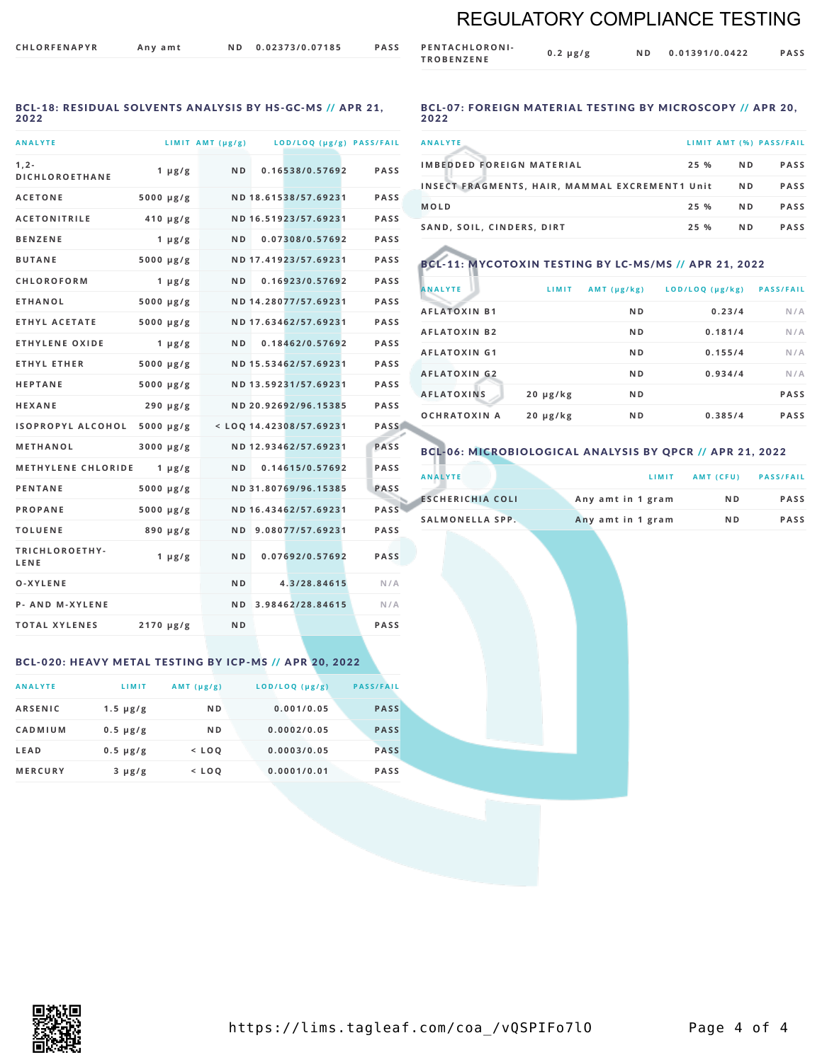# REGULATORY COMPLIANCE TESTING

| | | | | |
|---|---|---|---|---|
| CHLORFENAPYR | Any amt | ND | 0.02373/0.07185 | PASS |
| PENTACHLORONITROBENZENE | 0.2 µg/g | ND | 0.01391/0.0422 | PASS |

## BCL-18: RESIDUAL SOLVENTS ANALYSIS BY HS-GC-MS // APR 21, 2022

| ANALYTE | LIMIT | AMT (µg/g) | LOD/LOQ (µg/g) | PASS/FAIL |
|---|---|---|---|---|
| 1,2-DICHLOROETHANE | 1 µg/g | ND | 0.16538/0.57692 | PASS |
| ACETONE | 5000 µg/g | ND | 18.61538/57.69231 | PASS |
| ACETONITRILE | 410 µg/g | ND | 16.51923/57.69231 | PASS |
| BENZENE | 1 µg/g | ND | 0.07308/0.57692 | PASS |
| BUTANE | 5000 µg/g | ND | 17.41923/57.69231 | PASS |
| CHLOROFORM | 1 µg/g | ND | 0.16923/0.57692 | PASS |
| ETHANOL | 5000 µg/g | ND | 14.28077/57.69231 | PASS |
| ETHYL ACETATE | 5000 µg/g | ND | 17.63462/57.69231 | PASS |
| ETHYLENE OXIDE | 1 µg/g | ND | 0.18462/0.57692 | PASS |
| ETHYL ETHER | 5000 µg/g | ND | 15.53462/57.69231 | PASS |
| HEPTANE | 5000 µg/g | ND | 13.59231/57.69231 | PASS |
| HEXANE | 290 µg/g | ND | 20.92692/96.15385 | PASS |
| ISOPROPYL ALCOHOL | 5000 µg/g | < LOQ | 14.42308/57.69231 | PASS |
| METHANOL | 3000 µg/g | ND | 12.93462/57.69231 | PASS |
| METHYLENE CHLORIDE | 1 µg/g | ND | 0.14615/0.57692 | PASS |
| PENTANE | 5000 µg/g | ND | 31.80769/96.15385 | PASS |
| PROPANE | 5000 µg/g | ND | 16.43462/57.69231 | PASS |
| TOLUENE | 890 µg/g | ND | 9.08077/57.69231 | PASS |
| TRICHLOROETHYLENE | 1 µg/g | ND | 0.07692/0.57692 | PASS |
| O-XYLENE | | ND | 4.3/28.84615 | N/A |
| P- AND M-XYLENE | | ND | 3.98462/28.84615 | N/A |
| TOTAL XYLENES | 2170 µg/g | ND | | PASS |

## BCL-020: HEAVY METAL TESTING BY ICP-MS // APR 20, 2022

| ANALYTE | LIMIT | AMT (µg/g) | LOD/LOQ (µg/g) | PASS/FAIL |
|---|---|---|---|---|
| ARSENIC | 1.5 µg/g | ND | 0.001/0.05 | PASS |
| CADMIUM | 0.5 µg/g | ND | 0.0002/0.05 | PASS |
| LEAD | 0.5 µg/g | < LOQ | 0.0003/0.05 | PASS |
| MERCURY | 3 µg/g | < LOQ | 0.0001/0.01 | PASS |

## BCL-07: FOREIGN MATERIAL TESTING BY MICROSCOPY // APR 20, 2022

| ANALYTE | LIMIT | AMT (%) | PASS/FAIL |
|---|---|---|---|
| IMBEDDED FOREIGN MATERIAL | 25 % | ND | PASS |
| INSECT FRAGMENTS, HAIR, MAMMAL EXCREMENT | 1 Unit | ND | PASS |
| MOLD | 25 % | ND | PASS |
| SAND, SOIL, CINDERS, DIRT | 25 % | ND | PASS |

## BCL-11: MYCOTOXIN TESTING BY LC-MS/MS // APR 21, 2022

| ANALYTE | LIMIT | AMT (µg/kg) | LOD/LOQ (µg/kg) | PASS/FAIL |
|---|---|---|---|---|
| AFLATOXIN B1 | | ND | 0.23/4 | N/A |
| AFLATOXIN B2 | | ND | 0.181/4 | N/A |
| AFLATOXIN G1 | | ND | 0.155/4 | N/A |
| AFLATOXIN G2 | | ND | 0.934/4 | N/A |
| AFLATOXINS | 20 µg/kg | ND | | PASS |
| OCHRATOXIN A | 20 µg/kg | ND | 0.385/4 | PASS |

## BCL-06: MICROBIOLOGICAL ANALYSIS BY QPCR // APR 21, 2022

| ANALYTE | LIMIT | AMT (CFU) | PASS/FAIL |
|---|---|---|---|
| ESCHERICHIA COLI | Any amt in 1 gram | ND | PASS |
| SALMONELLA SPP. | Any amt in 1 gram | ND | PASS |

https://lims.tagleaf.com/coa_/vQSPIFo7lO